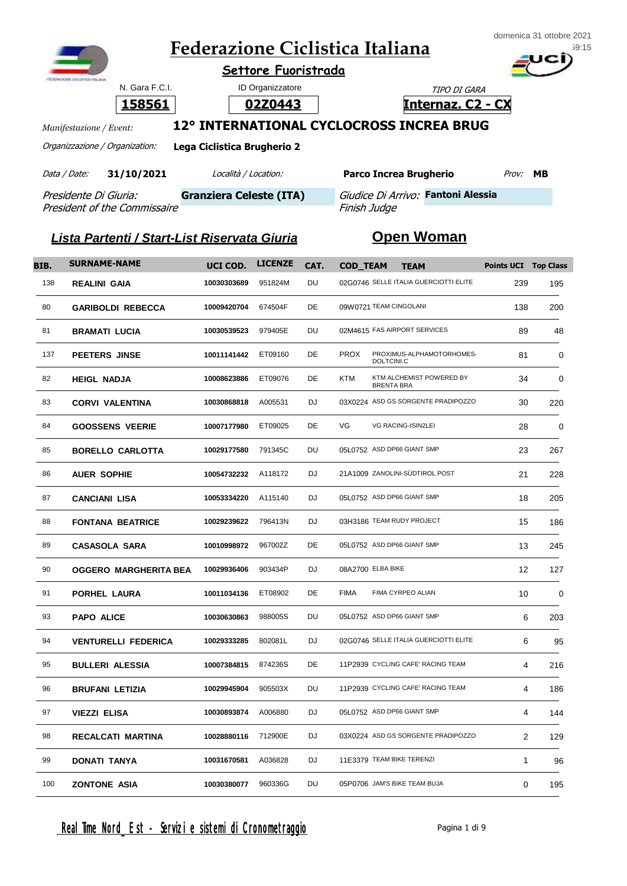# Federazione Ciclistica Italiana

**Settore Fuoristrada**

domenica 31 ottobre 2021

| N. Gara F.C.I. | ID Organizzatore | TIPO DI GARA |
|---|---|---|
| **158561** | **02Z0443** | **Internaz. C2 - CX** |

*Manifestazione / Event:* **12° INTERNATIONAL CYCLOCROSS INCREA BRUG**

*Organizzazione / Organization:* **Lega Ciclistica Brugherio 2**

*Data / Date:* **31/10/2021** *Località / Location:* **Parco Increa Brugherio** *Prov:* **MB**

*Presidente Di Giuria: / President of the Commissaire* **Granziera Celeste (ITA)**

*Giudice Di Arrivo: / Finish Judge* **Fantoni Alessia**

## Lista Partenti / Start-List Riservata Giuria

## Open Woman

| BIB. | SURNAME-NAME | UCI COD. | LICENZE | CAT. | COD_TEAM | TEAM | Points UCI | Top Class |
|---|---|---|---|---|---|---|---|---|
| 138 | **REALINI GAIA** | 10030303689 | 951824M | DU | 02G0746 | SELLE ITALIA GUERCIOTTI ELITE | 239 | 195 |
| 80 | **GARIBOLDI REBECCA** | 10009420704 | 674504F | DE | 09W0721 | TEAM CINGOLANI | 138 | 200 |
| 81 | **BRAMATI LUCIA** | 10030539523 | 979405E | DU | 02M4615 | FAS AIRPORT SERVICES | 89 | 48 |
| 137 | **PEETERS JINSE** | 10011141442 | ET09160 | DE | PROX | PROXIMUS-ALPHAMOTORHOMES-DOLTCINI.C | 81 | 0 |
| 82 | **HEIGL NADJA** | 10008623886 | ET09076 | DE | KTM | KTM ALCHEMIST POWERED BY BRENTA BRA | 34 | 0 |
| 83 | **CORVI VALENTINA** | 10030868818 | A005531 | DJ | 03X0224 | ASD GS SORGENTE PRADIPOZZO | 30 | 220 |
| 84 | **GOOSSENS VEERIE** | 10007177980 | ET09025 | DE | VG | VG RACING-ISIN2LEI | 28 | 0 |
| 85 | **BORELLO CARLOTTA** | 10029177580 | 791345C | DU | 05L0752 | ASD DP66 GIANT SMP | 23 | 267 |
| 86 | **AUER SOPHIE** | 10054732232 | A118172 | DJ | 21A1009 | ZANOLINI-SÜDTIROL POST | 21 | 228 |
| 87 | **CANCIANI LISA** | 10053334220 | A115140 | DJ | 05L0752 | ASD DP66 GIANT SMP | 18 | 205 |
| 88 | **FONTANA BEATRICE** | 10029239622 | 796413N | DJ | 03H3186 | TEAM RUDY PROJECT | 15 | 186 |
| 89 | **CASASOLA SARA** | 10010998972 | 967002Z | DE | 05L0752 | ASD DP66 GIANT SMP | 13 | 245 |
| 90 | **OGGERO MARGHERITA BEA** | 10029936406 | 903434P | DJ | 08A2700 | ELBA BIKE | 12 | 127 |
| 91 | **PORHEL LAURA** | 10011034136 | ET08902 | DE | FIMA | FIMA CYRPEO ALIAN | 10 | 0 |
| 93 | **PAPO ALICE** | 10030630863 | 988005S | DU | 05L0752 | ASD DP66 GIANT SMP | 6 | 203 |
| 94 | **VENTURELLI FEDERICA** | 10029333285 | 802081L | DJ | 02G0746 | SELLE ITALIA GUERCIOTTI ELITE | 6 | 95 |
| 95 | **BULLERI ALESSIA** | 10007384815 | 874236S | DE | 11P2939 | CYCLING CAFE' RACING TEAM | 4 | 216 |
| 96 | **BRUFANI LETIZIA** | 10029945904 | 905503X | DU | 11P2939 | CYCLING CAFE' RACING TEAM | 4 | 186 |
| 97 | **VIEZZI ELISA** | 10030893874 | A006880 | DJ | 05L0752 | ASD DP66 GIANT SMP | 4 | 144 |
| 98 | **RECALCATI MARTINA** | 10028880116 | 712900E | DJ | 03X0224 | ASD GS SORGENTE PRADIPOZZO | 2 | 129 |
| 99 | **DONATI TANYA** | 10031670581 | A036828 | DJ | 11E3379 | TEAM BIKE TERENZI | 1 | 96 |
| 100 | **ZONTONE ASIA** | 10030380077 | 960336G | DU | 05P0706 | JAM'S BIKE TEAM BUJA | 0 | 195 |

Real Time Nord_Est - Servizi e sistemi di Cronometraggio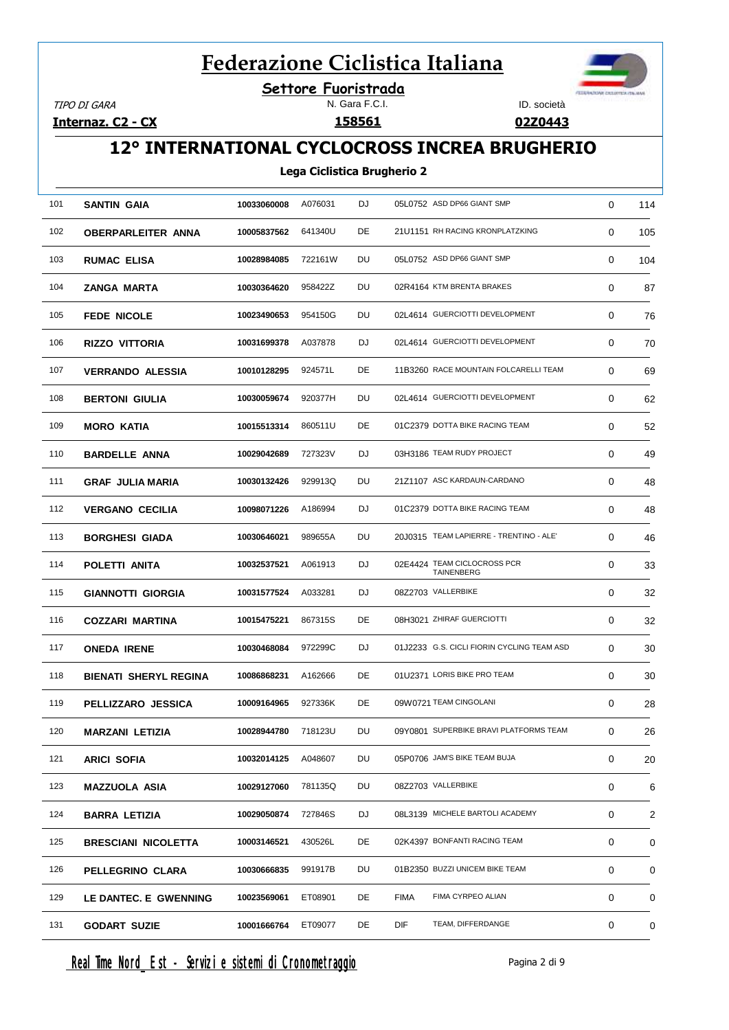# Federazione Ciclistica Italiana

**Settore Fuoristrada**

| TIPO DI GARA | N. Gara F.C.I. | ID. società |
|---|---|---|
| **Internaz. C2 - CX** | **158561** | **02Z0443** |

## 12° INTERNATIONAL CYCLOCROSS INCREA BRUGHERIO

**Lega Ciclistica Brugherio 2**

| | | | | | | | | |
|---|---|---|---|---|---|---|---|---|
| 101 | **SANTIN GAIA** | **10033060008** | A076031 | DJ | 05L0752 | ASD DP66 GIANT SMP | 0 | 114 |
| 102 | **OBERPARLEITER ANNA** | **10005837562** | 641340U | DE | 21U1151 | RH RACING KRONPLATZKING | 0 | 105 |
| 103 | **RUMAC ELISA** | **10028984085** | 722161W | DU | 05L0752 | ASD DP66 GIANT SMP | 0 | 104 |
| 104 | **ZANGA MARTA** | **10030364620** | 958422Z | DU | 02R4164 | KTM BRENTA BRAKES | 0 | 87 |
| 105 | **FEDE NICOLE** | **10023490653** | 954150G | DU | 02L4614 | GUERCIOTTI DEVELOPMENT | 0 | 76 |
| 106 | **RIZZO VITTORIA** | **10031699378** | A037878 | DJ | 02L4614 | GUERCIOTTI DEVELOPMENT | 0 | 70 |
| 107 | **VERRANDO ALESSIA** | **10010128295** | 924571L | DE | 11B3260 | RACE MOUNTAIN FOLCARELLI TEAM | 0 | 69 |
| 108 | **BERTONI GIULIA** | **10030059674** | 920377H | DU | 02L4614 | GUERCIOTTI DEVELOPMENT | 0 | 62 |
| 109 | **MORO KATIA** | **10015513314** | 860511U | DE | 01C2379 | DOTTA BIKE RACING TEAM | 0 | 52 |
| 110 | **BARDELLE ANNA** | **10029042689** | 727323V | DJ | 03H3186 | TEAM RUDY PROJECT | 0 | 49 |
| 111 | **GRAF JULIA MARIA** | **10030132426** | 929913Q | DU | 21Z1107 | ASC KARDAUN-CARDANO | 0 | 48 |
| 112 | **VERGANO CECILIA** | **10098071226** | A186994 | DJ | 01C2379 | DOTTA BIKE RACING TEAM | 0 | 48 |
| 113 | **BORGHESI GIADA** | **10030646021** | 989655A | DU | 20J0315 | TEAM LAPIERRE - TRENTINO - ALE' | 0 | 46 |
| 114 | **POLETTI ANITA** | **10032537521** | A061913 | DJ | 02E4424 | TEAM CICLOCROSS PCR TAINENBERG | 0 | 33 |
| 115 | **GIANNOTTI GIORGIA** | **10031577524** | A033281 | DJ | 08Z2703 | VALLERBIKE | 0 | 32 |
| 116 | **COZZARI MARTINA** | **10015475221** | 867315S | DE | 08H3021 | ZHIRAF GUERCIOTTI | 0 | 32 |
| 117 | **ONEDA IRENE** | **10030468084** | 972299C | DJ | 01J2233 | G.S. CICLI FIORIN CYCLING TEAM ASD | 0 | 30 |
| 118 | **BIENATI SHERYL REGINA** | **10086868231** | A162666 | DE | 01U2371 | LORIS BIKE PRO TEAM | 0 | 30 |
| 119 | **PELLIZZARO JESSICA** | **10009164965** | 927336K | DE | 09W0721 | TEAM CINGOLANI | 0 | 28 |
| 120 | **MARZANI LETIZIA** | **10028944780** | 718123U | DU | 09Y0801 | SUPERBIKE BRAVI PLATFORMS TEAM | 0 | 26 |
| 121 | **ARICI SOFIA** | **10032014125** | A048607 | DU | 05P0706 | JAM'S BIKE TEAM BUJA | 0 | 20 |
| 123 | **MAZZUOLA ASIA** | **10029127060** | 781135Q | DU | 08Z2703 | VALLERBIKE | 0 | 6 |
| 124 | **BARRA LETIZIA** | **10029050874** | 727846S | DJ | 08L3139 | MICHELE BARTOLI ACADEMY | 0 | 2 |
| 125 | **BRESCIANI NICOLETTA** | **10003146521** | 430526L | DE | 02K4397 | BONFANTI RACING TEAM | 0 | 0 |
| 126 | **PELLEGRINO CLARA** | **10030666835** | 991917B | DU | 01B2350 | BUZZI UNICEM BIKE TEAM | 0 | 0 |
| 129 | **LE DANTEC. E GWENNING** | **10023569061** | ET08901 | DE | FIMA | FIMA CYRPEO ALIAN | 0 | 0 |
| 131 | **GODART SUZIE** | **10001666764** | ET09077 | DE | DIF | TEAM, DIFFERDANGE | 0 | 0 |

Real Time Nord_Est - Servizi e sistemi di Cronometraggio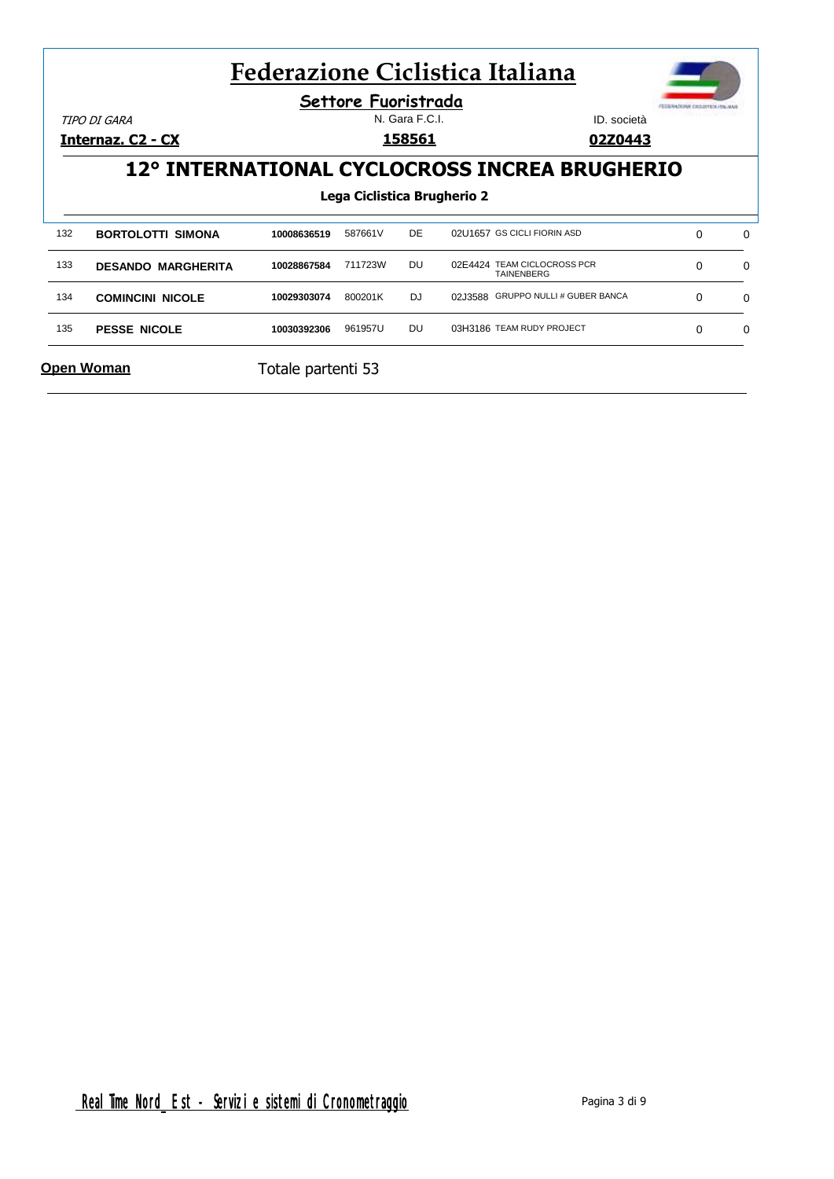# Federazione Ciclistica Italiana

**Settore Fuoristrada**

*TIPO DI GARA* — N. Gara F.C.I. — ID. società

**Internaz. C2 - CX** — **158561** — **02Z0443**

## 12° INTERNATIONAL CYCLOCROSS INCREA BRUGHERIO

**Lega Ciclistica Brugherio 2**

| | | | | | | | |
|---|---|---|---|---|---|---|---|
| 132 | **BORTOLOTTI SIMONA** | **10008636519** | 587661V | DE | 02U1657 GS CICLI FIORIN ASD | 0 | 0 |
| 133 | **DESANDO MARGHERITA** | **10028867584** | 711723W | DU | 02E4424 TEAM CICLOCROSS PCR TAINENBERG | 0 | 0 |
| 134 | **COMINCINI NICOLE** | **10029303074** | 800201K | DJ | 02J3588 GRUPPO NULLI # GUBER BANCA | 0 | 0 |
| 135 | **PESSE NICOLE** | **10030392306** | 961957U | DU | 03H3186 TEAM RUDY PROJECT | 0 | 0 |

**Open Woman** — Totale partenti 53

Real Time Nord_Est - Servizi e sistemi di Cronometraggio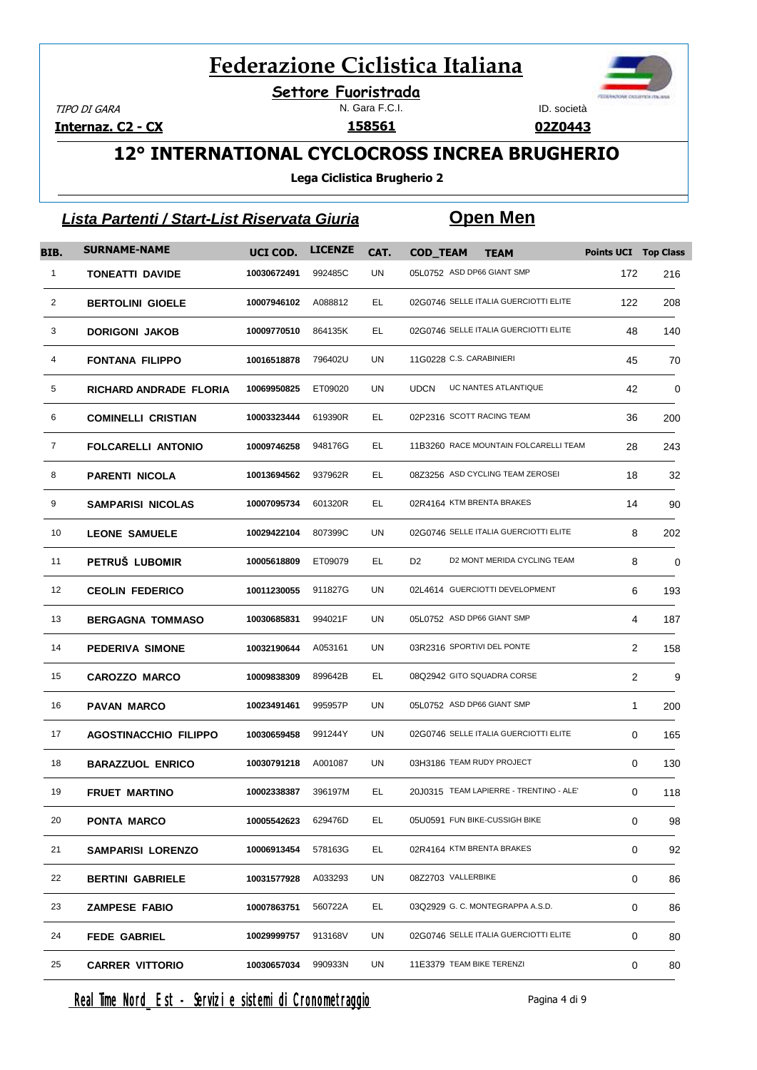# Federazione Ciclistica Italiana

**Settore Fuoristrada**

| TIPO DI GARA | N. Gara F.C.I. | ID. società |
|---|---|---|
| **Internaz. C2 - CX** | **158561** | **02Z0443** |

## 12° INTERNATIONAL CYCLOCROSS INCREA BRUGHERIO

**Lega Ciclistica Brugherio 2**

### *Lista Partenti / Start-List Riservata Giuria* — Open Men

| BIB. | SURNAME-NAME | UCI COD. | LICENZE | CAT. | COD_TEAM | TEAM | Points UCI | Top Class |
|---|---|---|---|---|---|---|---|---|
| 1 | TONEATTI DAVIDE | 10030672491 | 992485C | UN | 05L0752 | ASD DP66 GIANT SMP | 172 | 216 |
| 2 | BERTOLINI GIOELE | 10007946102 | A088812 | EL | 02G0746 | SELLE ITALIA GUERCIOTTI ELITE | 122 | 208 |
| 3 | DORIGONI JAKOB | 10009770510 | 864135K | EL | 02G0746 | SELLE ITALIA GUERCIOTTI ELITE | 48 | 140 |
| 4 | FONTANA FILIPPO | 10016518878 | 796402U | UN | 11G0228 | C.S. CARABINIERI | 45 | 70 |
| 5 | RICHARD ANDRADE FLORIA | 10069950825 | ET09020 | UN | UDCN | UC NANTES ATLANTIQUE | 42 | 0 |
| 6 | COMINELLI CRISTIAN | 10003323444 | 619390R | EL | 02P2316 | SCOTT RACING TEAM | 36 | 200 |
| 7 | FOLCARELLI ANTONIO | 10009746258 | 948176G | EL | 11B3260 | RACE MOUNTAIN FOLCARELLI TEAM | 28 | 243 |
| 8 | PARENTI NICOLA | 10013694562 | 937962R | EL | 08Z3256 | ASD CYCLING TEAM ZEROSEI | 18 | 32 |
| 9 | SAMPARISI NICOLAS | 10007095734 | 601320R | EL | 02R4164 | KTM BRENTA BRAKES | 14 | 90 |
| 10 | LEONE SAMUELE | 10029422104 | 807399C | UN | 02G0746 | SELLE ITALIA GUERCIOTTI ELITE | 8 | 202 |
| 11 | PETRUŠ LUBOMIR | 10005618809 | ET09079 | EL | D2 | D2 MONT MERIDA CYCLING TEAM | 8 | 0 |
| 12 | CEOLIN FEDERICO | 10011230055 | 911827G | UN | 02L4614 | GUERCIOTTI DEVELOPMENT | 6 | 193 |
| 13 | BERGAGNA TOMMASO | 10030685831 | 994021F | UN | 05L0752 | ASD DP66 GIANT SMP | 4 | 187 |
| 14 | PEDERIVA SIMONE | 10032190644 | A053161 | UN | 03R2316 | SPORTIVI DEL PONTE | 2 | 158 |
| 15 | CAROZZO MARCO | 10009838309 | 899642B | EL | 08Q2942 | GITO SQUADRA CORSE | 2 | 9 |
| 16 | PAVAN MARCO | 10023491461 | 995957P | UN | 05L0752 | ASD DP66 GIANT SMP | 1 | 200 |
| 17 | AGOSTINACCHIO FILIPPO | 10030659458 | 991244Y | UN | 02G0746 | SELLE ITALIA GUERCIOTTI ELITE | 0 | 165 |
| 18 | BARAZZUOL ENRICO | 10030791218 | A001087 | UN | 03H3186 | TEAM RUDY PROJECT | 0 | 130 |
| 19 | FRUET MARTINO | 10002338387 | 396197M | EL | 20J0315 | TEAM LAPIERRE - TRENTINO - ALE' | 0 | 118 |
| 20 | PONTA MARCO | 10005542623 | 629476D | EL | 05U0591 | FUN BIKE-CUSSIGH BIKE | 0 | 98 |
| 21 | SAMPARISI LORENZO | 10006913454 | 578163G | EL | 02R4164 | KTM BRENTA BRAKES | 0 | 92 |
| 22 | BERTINI GABRIELE | 10031577928 | A033293 | UN | 08Z2703 | VALLERBIKE | 0 | 86 |
| 23 | ZAMPESE FABIO | 10007863751 | 560722A | EL | 03Q2929 | G. C. MONTEGRAPPA A.S.D. | 0 | 86 |
| 24 | FEDE GABRIEL | 10029999757 | 913168V | UN | 02G0746 | SELLE ITALIA GUERCIOTTI ELITE | 0 | 80 |
| 25 | CARRER VITTORIO | 10030657034 | 990933N | UN | 11E3379 | TEAM BIKE TERENZI | 0 | 80 |

Real Time Nord_Est - Servizi e sistemi di Cronometraggio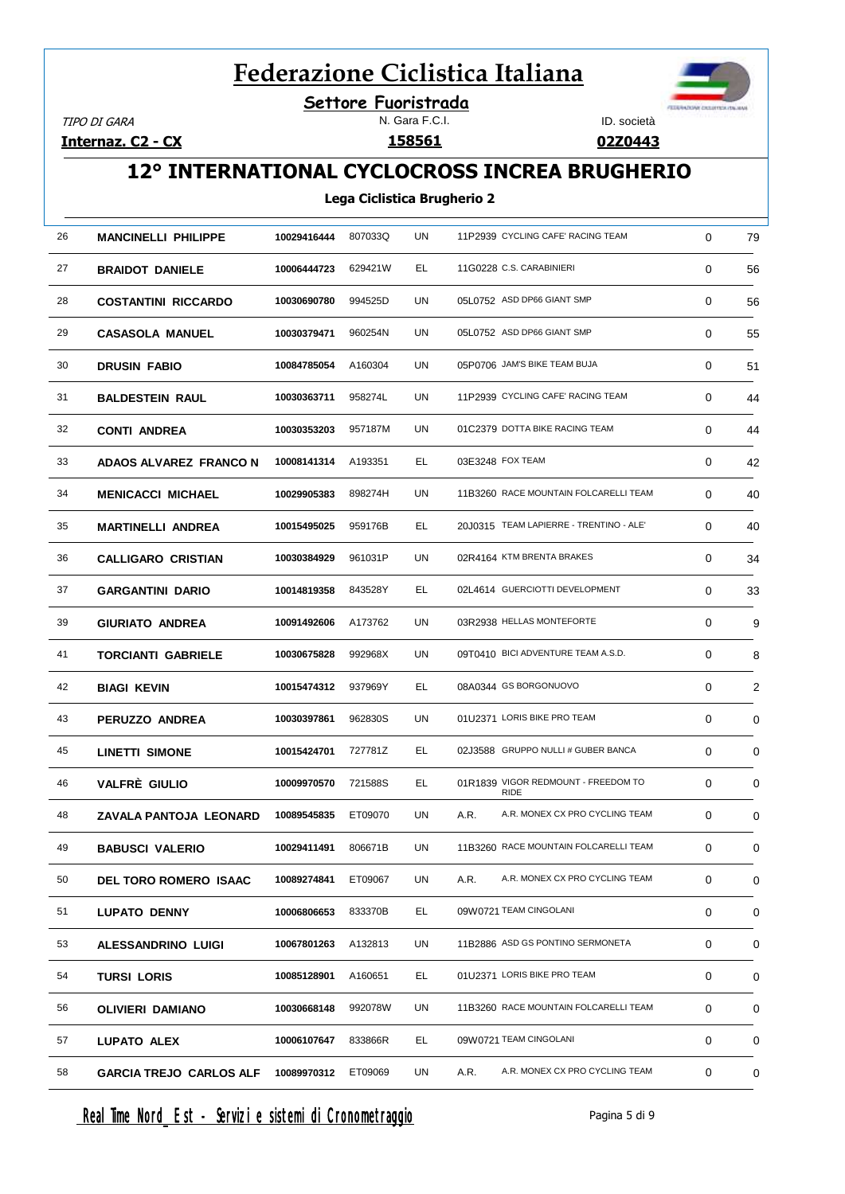# Federazione Ciclistica Italiana

**Settore Fuoristrada**

| TIPO DI GARA | N. Gara F.C.I. | ID. società |
|---|---|---|
| **Internaz. C2 - CX** | **158561** | **02Z0443** |

## 12° INTERNATIONAL CYCLOCROSS INCREA BRUGHERIO

**Lega Ciclistica Brugherio 2**

| | | | | | | | | |
|---|---|---|---|---|---|---|---|---|
| 26 | **MANCINELLI PHILIPPE** | 10029416444 | 807033Q | UN | 11P2939 | CYCLING CAFE' RACING TEAM | 0 | 79 |
| 27 | **BRAIDOT DANIELE** | 10006444723 | 629421W | EL | 11G0228 | C.S. CARABINIERI | 0 | 56 |
| 28 | **COSTANTINI RICCARDO** | 10030690780 | 994525D | UN | 05L0752 | ASD DP66 GIANT SMP | 0 | 56 |
| 29 | **CASASOLA MANUEL** | 10030379471 | 960254N | UN | 05L0752 | ASD DP66 GIANT SMP | 0 | 55 |
| 30 | **DRUSIN FABIO** | 10084785054 | A160304 | UN | 05P0706 | JAM'S BIKE TEAM BUJA | 0 | 51 |
| 31 | **BALDESTEIN RAUL** | 10030363711 | 958274L | UN | 11P2939 | CYCLING CAFE' RACING TEAM | 0 | 44 |
| 32 | **CONTI ANDREA** | 10030353203 | 957187M | UN | 01C2379 | DOTTA BIKE RACING TEAM | 0 | 44 |
| 33 | **ADAOS ALVAREZ FRANCO N** | 10008141314 | A193351 | EL | 03E3248 | FOX TEAM | 0 | 42 |
| 34 | **MENICACCI MICHAEL** | 10029905383 | 898274H | UN | 11B3260 | RACE MOUNTAIN FOLCARELLI TEAM | 0 | 40 |
| 35 | **MARTINELLI ANDREA** | 10015495025 | 959176B | EL | 20J0315 | TEAM LAPIERRE - TRENTINO - ALE' | 0 | 40 |
| 36 | **CALLIGARO CRISTIAN** | 10030384929 | 961031P | UN | 02R4164 | KTM BRENTA BRAKES | 0 | 34 |
| 37 | **GARGANTINI DARIO** | 10014819358 | 843528Y | EL | 02L4614 | GUERCIOTTI DEVELOPMENT | 0 | 33 |
| 39 | **GIURIATO ANDREA** | 10091492606 | A173762 | UN | 03R2938 | HELLAS MONTEFORTE | 0 | 9 |
| 41 | **TORCIANTI GABRIELE** | 10030675828 | 992968X | UN | 09T0410 | BICI ADVENTURE TEAM A.S.D. | 0 | 8 |
| 42 | **BIAGI KEVIN** | 10015474312 | 937969Y | EL | 08A0344 | GS BORGONUOVO | 0 | 2 |
| 43 | **PERUZZO ANDREA** | 10030397861 | 962830S | UN | 01U2371 | LORIS BIKE PRO TEAM | 0 | 0 |
| 45 | **LINETTI SIMONE** | 10015424701 | 727781Z | EL | 02J3588 | GRUPPO NULLI # GUBER BANCA | 0 | 0 |
| 46 | **VALFRÈ GIULIO** | 10009970570 | 721588S | EL | 01R1839 | VIGOR REDMOUNT - FREEDOM TO RIDE | 0 | 0 |
| 48 | **ZAVALA PANTOJA LEONARD** | 10089545835 | ET09070 | UN | A.R. | A.R. MONEX CX PRO CYCLING TEAM | 0 | 0 |
| 49 | **BABUSCI VALERIO** | 10029411491 | 806671B | UN | 11B3260 | RACE MOUNTAIN FOLCARELLI TEAM | 0 | 0 |
| 50 | **DEL TORO ROMERO ISAAC** | 10089274841 | ET09067 | UN | A.R. | A.R. MONEX CX PRO CYCLING TEAM | 0 | 0 |
| 51 | **LUPATO DENNY** | 10006806653 | 833370B | EL | 09W0721 | TEAM CINGOLANI | 0 | 0 |
| 53 | **ALESSANDRINO LUIGI** | 10067801263 | A132813 | UN | 11B2886 | ASD GS PONTINO SERMONETA | 0 | 0 |
| 54 | **TURSI LORIS** | 10085128901 | A160651 | EL | 01U2371 | LORIS BIKE PRO TEAM | 0 | 0 |
| 56 | **OLIVIERI DAMIANO** | 10030668148 | 992078W | UN | 11B3260 | RACE MOUNTAIN FOLCARELLI TEAM | 0 | 0 |
| 57 | **LUPATO ALEX** | 10006107647 | 833866R | EL | 09W0721 | TEAM CINGOLANI | 0 | 0 |
| 58 | **GARCIA TREJO CARLOS ALF** | 10089970312 | ET09069 | UN | A.R. | A.R. MONEX CX PRO CYCLING TEAM | 0 | 0 |

Real Time Nord_Est - Servizi e sistemi di Cronometraggio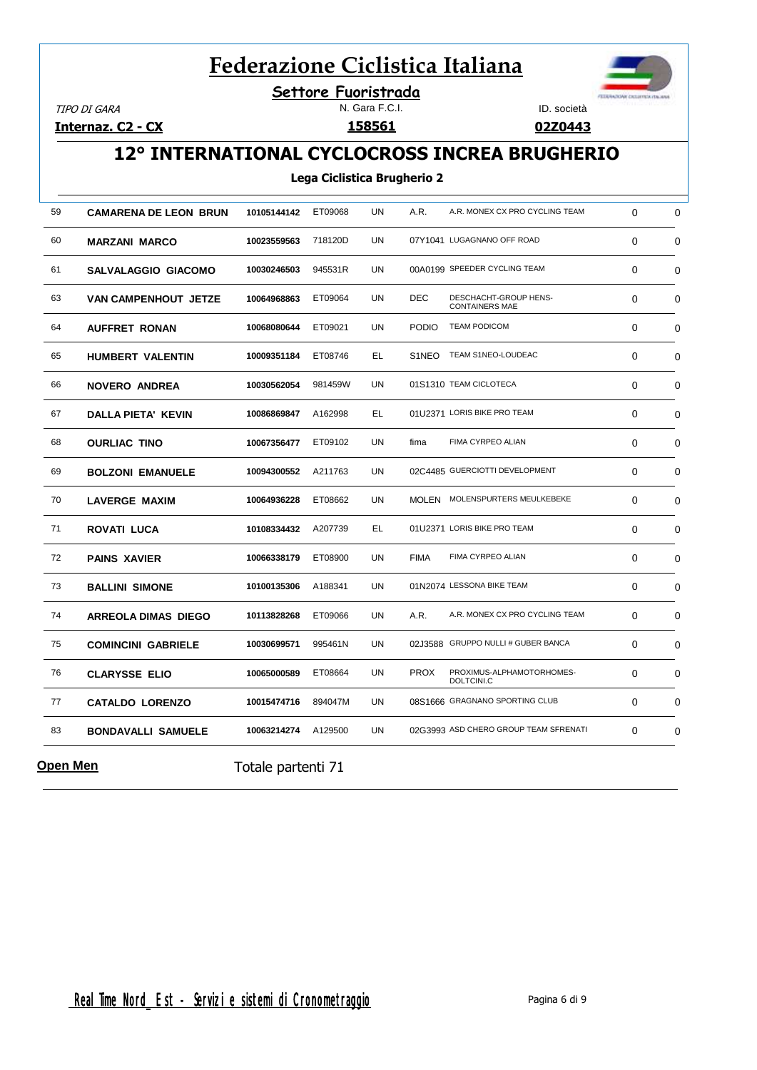# Federazione Ciclistica Italiana

**Settore Fuoristrada**

| TIPO DI GARA | N. Gara F.C.I. | ID. società |
|---|---|---|
| **Internaz. C2 - CX** | **158561** | **02Z0443** |

## 12° INTERNATIONAL CYCLOCROSS INCREA BRUGHERIO

**Lega Ciclistica Brugherio 2**

| | | | | | | | | |
|---|---|---|---|---|---|---|---|---|
| 59 | **CAMARENA DE LEON BRUN** | **10105144142** | ET09068 | UN | A.R. | A.R. MONEX CX PRO CYCLING TEAM | 0 | 0 |
| 60 | **MARZANI MARCO** | **10023559563** | 718120D | UN | 07Y1041 | LUGAGNANO OFF ROAD | 0 | 0 |
| 61 | **SALVALAGGIO GIACOMO** | **10030246503** | 945531R | UN | 00A0199 | SPEEDER CYCLING TEAM | 0 | 0 |
| 63 | **VAN CAMPENHOUT JETZE** | **10064968863** | ET09064 | UN | DEC | DESCHACHT-GROUP HENS-CONTAINERS MAE | 0 | 0 |
| 64 | **AUFFRET RONAN** | **10068080644** | ET09021 | UN | PODIO | TEAM PODICOM | 0 | 0 |
| 65 | **HUMBERT VALENTIN** | **10009351184** | ET08746 | EL | S1NEO | TEAM S1NEO-LOUDEAC | 0 | 0 |
| 66 | **NOVERO ANDREA** | **10030562054** | 981459W | UN | 01S1310 | TEAM CICLOTECA | 0 | 0 |
| 67 | **DALLA PIETA' KEVIN** | **10086869847** | A162998 | EL | 01U2371 | LORIS BIKE PRO TEAM | 0 | 0 |
| 68 | **OURLIAC TINO** | **10067356477** | ET09102 | UN | fima | FIMA CYRPEO ALIAN | 0 | 0 |
| 69 | **BOLZONI EMANUELE** | **10094300552** | A211763 | UN | 02C4485 | GUERCIOTTI DEVELOPMENT | 0 | 0 |
| 70 | **LAVERGE MAXIM** | **10064936228** | ET08662 | UN | MOLEN | MOLENSPURTERS MEULKEBEKE | 0 | 0 |
| 71 | **ROVATI LUCA** | **10108334432** | A207739 | EL | 01U2371 | LORIS BIKE PRO TEAM | 0 | 0 |
| 72 | **PAINS XAVIER** | **10066338179** | ET08900 | UN | FIMA | FIMA CYRPEO ALIAN | 0 | 0 |
| 73 | **BALLINI SIMONE** | **10100135306** | A188341 | UN | 01N2074 | LESSONA BIKE TEAM | 0 | 0 |
| 74 | **ARREOLA DIMAS DIEGO** | **10113828268** | ET09066 | UN | A.R. | A.R. MONEX CX PRO CYCLING TEAM | 0 | 0 |
| 75 | **COMINCINI GABRIELE** | **10030699571** | 995461N | UN | 02J3588 | GRUPPO NULLI # GUBER BANCA | 0 | 0 |
| 76 | **CLARYSSE ELIO** | **10065000589** | ET08664 | UN | PROX | PROXIMUS-ALPHAMOTORHOMES-DOLTCINI.C | 0 | 0 |
| 77 | **CATALDO LORENZO** | **10015474716** | 894047M | UN | 08S1666 | GRAGNANO SPORTING CLUB | 0 | 0 |
| 83 | **BONDAVALLI SAMUELE** | **10063214274** | A129500 | UN | 02G3993 | ASD CHERO GROUP TEAM SFRENATI | 0 | 0 |

**Open Men** Totale partenti 71

Real Time Nord Est - Servizi e sistemi di Cronometraggio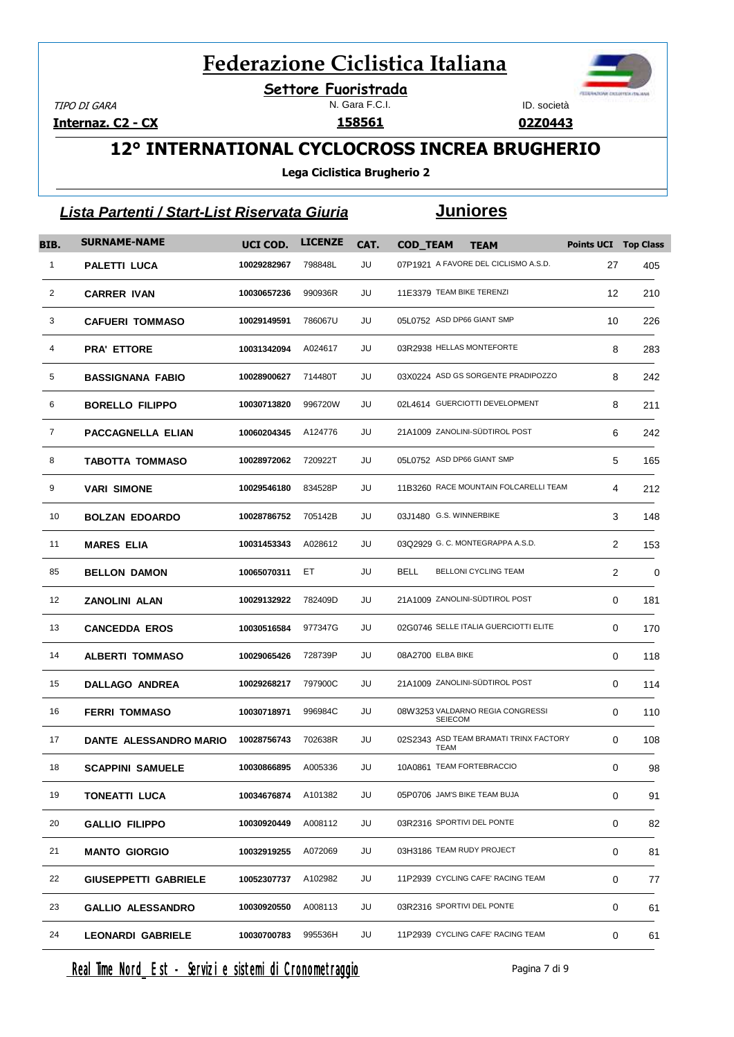# Federazione Ciclistica Italiana

**Settore Fuoristrada**

| TIPO DI GARA | N. Gara F.C.I. | ID. società |
|---|---|---|
| **Internaz. C2 - CX** | **158561** | **02Z0443** |

## 12° INTERNATIONAL CYCLOCROSS INCREA BRUGHERIO

**Lega Ciclistica Brugherio 2**

### *Lista Partenti / Start-List Riservata Giuria* — Juniores

| BIB. | SURNAME-NAME | UCI COD. | LICENZE | CAT. | COD_TEAM | TEAM | Points UCI | Top Class |
|---|---|---|---|---|---|---|---|---|
| 1 | PALETTI LUCA | 10029282967 | 798848L | JU | 07P1921 | A FAVORE DEL CICLISMO A.S.D. | 27 | 405 |
| 2 | CARRER IVAN | 10030657236 | 990936R | JU | 11E3379 | TEAM BIKE TERENZI | 12 | 210 |
| 3 | CAFUERI TOMMASO | 10029149591 | 786067U | JU | 05L0752 | ASD DP66 GIANT SMP | 10 | 226 |
| 4 | PRA' ETTORE | 10031342094 | A024617 | JU | 03R2938 | HELLAS MONTEFORTE | 8 | 283 |
| 5 | BASSIGNANA FABIO | 10028900627 | 714480T | JU | 03X0224 | ASD GS SORGENTE PRADIPOZZO | 8 | 242 |
| 6 | BORELLO FILIPPO | 10030713820 | 996720W | JU | 02L4614 | GUERCIOTTI DEVELOPMENT | 8 | 211 |
| 7 | PACCAGNELLA ELIAN | 10060204345 | A124776 | JU | 21A1009 | ZANOLINI-SÜDTIROL POST | 6 | 242 |
| 8 | TABOTTA TOMMASO | 10028972062 | 720922T | JU | 05L0752 | ASD DP66 GIANT SMP | 5 | 165 |
| 9 | VARI SIMONE | 10029546180 | 834528P | JU | 11B3260 | RACE MOUNTAIN FOLCARELLI TEAM | 4 | 212 |
| 10 | BOLZAN EDOARDO | 10028786752 | 705142B | JU | 03J1480 | G.S. WINNERBIKE | 3 | 148 |
| 11 | MARES ELIA | 10031453343 | A028612 | JU | 03Q2929 | G. C. MONTEGRAPPA A.S.D. | 2 | 153 |
| 85 | BELLON DAMON | 10065070311 | ET | JU | BELL | BELLONI CYCLING TEAM | 2 | 0 |
| 12 | ZANOLINI ALAN | 10029132922 | 782409D | JU | 21A1009 | ZANOLINI-SÜDTIROL POST | 0 | 181 |
| 13 | CANCEDDA EROS | 10030516584 | 977347G | JU | 02G0746 | SELLE ITALIA GUERCIOTTI ELITE | 0 | 170 |
| 14 | ALBERTI TOMMASO | 10029065426 | 728739P | JU | 08A2700 | ELBA BIKE | 0 | 118 |
| 15 | DALLAGO ANDREA | 10029268217 | 797900C | JU | 21A1009 | ZANOLINI-SÜDTIROL POST | 0 | 114 |
| 16 | FERRI TOMMASO | 10030718971 | 996984C | JU | 08W3253 | VALDARNO REGIA CONGRESSI SEIECOM | 0 | 110 |
| 17 | DANTE ALESSANDRO MARIO | 10028756743 | 702638R | JU | 02S2343 | ASD TEAM BRAMATI TRINX FACTORY TEAM | 0 | 108 |
| 18 | SCAPPINI SAMUELE | 10030866895 | A005336 | JU | 10A0861 | TEAM FORTEBRACCIO | 0 | 98 |
| 19 | TONEATTI LUCA | 10034676874 | A101382 | JU | 05P0706 | JAM'S BIKE TEAM BUJA | 0 | 91 |
| 20 | GALLIO FILIPPO | 10030920449 | A008112 | JU | 03R2316 | SPORTIVI DEL PONTE | 0 | 82 |
| 21 | MANTO GIORGIO | 10032919255 | A072069 | JU | 03H3186 | TEAM RUDY PROJECT | 0 | 81 |
| 22 | GIUSEPPETTI GABRIELE | 10052307737 | A102982 | JU | 11P2939 | CYCLING CAFE' RACING TEAM | 0 | 77 |
| 23 | GALLIO ALESSANDRO | 10030920550 | A008113 | JU | 03R2316 | SPORTIVI DEL PONTE | 0 | 61 |
| 24 | LEONARDI GABRIELE | 10030700783 | 995536H | JU | 11P2939 | CYCLING CAFE' RACING TEAM | 0 | 61 |

Real Time Nord_Est - Servizi e sistemi di Cronometraggio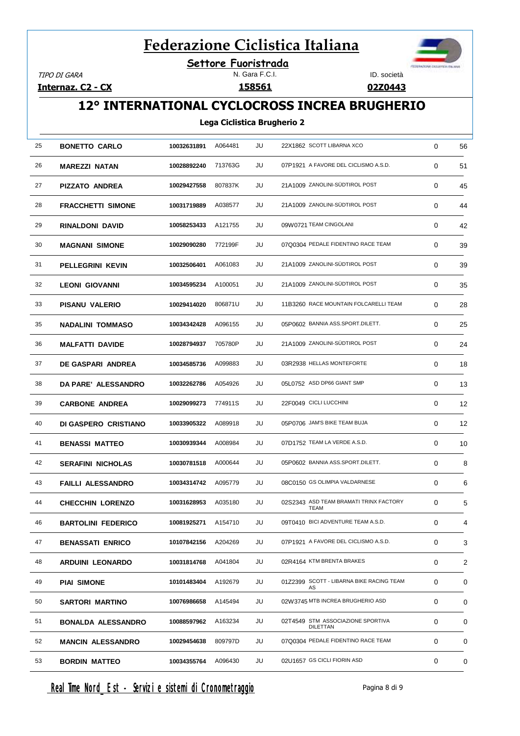# Federazione Ciclistica Italiana

**Settore Fuoristrada**

| TIPO DI GARA | N. Gara F.C.I. | ID. società |
|---|---|---|
| **Internaz. C2 - CX** | **158561** | **02Z0443** |

## 12° INTERNATIONAL CYCLOCROSS INCREA BRUGHERIO

**Lega Ciclistica Brugherio 2**

| | | | | | | | |
|---|---|---|---|---|---|---|---|
| 25 | **BONETTO CARLO** | **10032631891** | A064481 | JU | 22X1862 SCOTT LIBARNA XCO | 0 | 56 |
| 26 | **MAREZZI NATAN** | **10028892240** | 713763G | JU | 07P1921 A FAVORE DEL CICLISMO A.S.D. | 0 | 51 |
| 27 | **PIZZATO ANDREA** | **10029427558** | 807837K | JU | 21A1009 ZANOLINI-SÜDTIROL POST | 0 | 45 |
| 28 | **FRACCHETTI SIMONE** | **10031719889** | A038577 | JU | 21A1009 ZANOLINI-SÜDTIROL POST | 0 | 44 |
| 29 | **RINALDONI DAVID** | **10058253433** | A121755 | JU | 09W0721 TEAM CINGOLANI | 0 | 42 |
| 30 | **MAGNANI SIMONE** | **10029090280** | 772199F | JU | 07Q0304 PEDALE FIDENTINO RACE TEAM | 0 | 39 |
| 31 | **PELLEGRINI KEVIN** | **10032506401** | A061083 | JU | 21A1009 ZANOLINI-SÜDTIROL POST | 0 | 39 |
| 32 | **LEONI GIOVANNI** | **10034595234** | A100051 | JU | 21A1009 ZANOLINI-SÜDTIROL POST | 0 | 35 |
| 33 | **PISANU VALERIO** | **10029414020** | 806871U | JU | 11B3260 RACE MOUNTAIN FOLCARELLI TEAM | 0 | 28 |
| 35 | **NADALINI TOMMASO** | **10034342428** | A096155 | JU | 05P0602 BANNIA ASS.SPORT.DILETT. | 0 | 25 |
| 36 | **MALFATTI DAVIDE** | **10028794937** | 705780P | JU | 21A1009 ZANOLINI-SÜDTIROL POST | 0 | 24 |
| 37 | **DE GASPARI ANDREA** | **10034585736** | A099883 | JU | 03R2938 HELLAS MONTEFORTE | 0 | 18 |
| 38 | **DA PARE' ALESSANDRO** | **10032262786** | A054926 | JU | 05L0752 ASD DP66 GIANT SMP | 0 | 13 |
| 39 | **CARBONE ANDREA** | **10029099273** | 774911S | JU | 22F0049 CICLI LUCCHINI | 0 | 12 |
| 40 | **DI GASPERO CRISTIANO** | **10033905322** | A089918 | JU | 05P0706 JAM'S BIKE TEAM BUJA | 0 | 12 |
| 41 | **BENASSI MATTEO** | **10030939344** | A008984 | JU | 07D1752 TEAM LA VERDE A.S.D. | 0 | 10 |
| 42 | **SERAFINI NICHOLAS** | **10030781518** | A000644 | JU | 05P0602 BANNIA ASS.SPORT.DILETT. | 0 | 8 |
| 43 | **FAILLI ALESSANDRO** | **10034314742** | A095779 | JU | 08C0150 GS OLIMPIA VALDARNESE | 0 | 6 |
| 44 | **CHECCHIN LORENZO** | **10031628953** | A035180 | JU | 02S2343 ASD TEAM BRAMATI TRINX FACTORY TEAM | 0 | 5 |
| 46 | **BARTOLINI FEDERICO** | **10081925271** | A154710 | JU | 09T0410 BICI ADVENTURE TEAM A.S.D. | 0 | 4 |
| 47 | **BENASSATI ENRICO** | **10107842156** | A204269 | JU | 07P1921 A FAVORE DEL CICLISMO A.S.D. | 0 | 3 |
| 48 | **ARDUINI LEONARDO** | **10031814768** | A041804 | JU | 02R4164 KTM BRENTA BRAKES | 0 | 2 |
| 49 | **PIAI SIMONE** | **10101483404** | A192679 | JU | 01Z2399 SCOTT - LIBARNA BIKE RACING TEAM AS | 0 | 0 |
| 50 | **SARTORI MARTINO** | **10076986658** | A145494 | JU | 02W3745 MTB INCREA BRUGHERIO ASD | 0 | 0 |
| 51 | **BONALDA ALESSANDRO** | **10088597962** | A163234 | JU | 02T4549 STM ASSOCIAZIONE SPORTIVA DILETTAN | 0 | 0 |
| 52 | **MANCIN ALESSANDRO** | **10029454638** | 809797D | JU | 07Q0304 PEDALE FIDENTINO RACE TEAM | 0 | 0 |
| 53 | **BORDIN MATTEO** | **10034355764** | A096430 | JU | 02U1657 GS CICLI FIORIN ASD | 0 | 0 |

Real Time Nord Est - Servizi e sistemi di Cronometraggio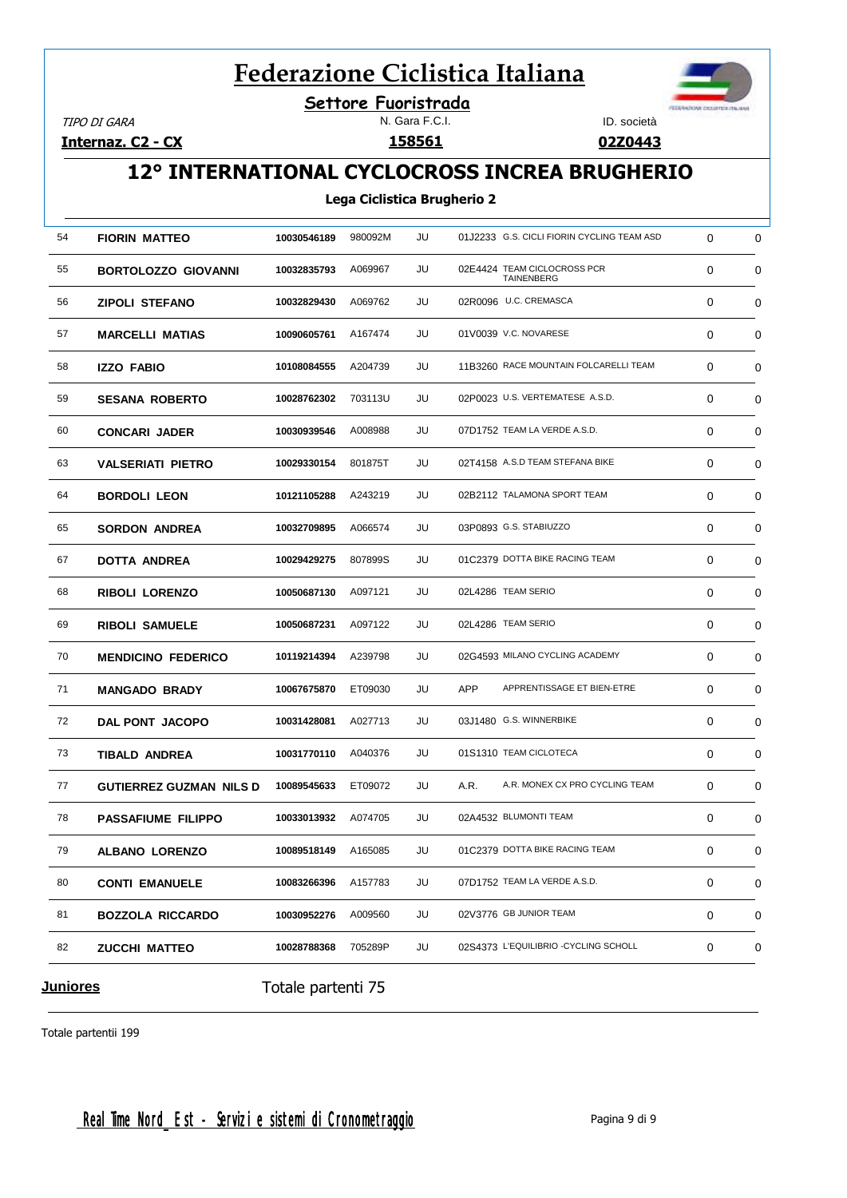# Federazione Ciclistica Italiana

**Settore Fuoristrada**

| TIPO DI GARA | N. Gara F.C.I. | ID. società |
|---|---|---|
| **Internaz. C2 - CX** | **158561** | **02Z0443** |

## 12° INTERNATIONAL CYCLOCROSS INCREA BRUGHERIO

**Lega Ciclistica Brugherio 2**

| | | | | | | | | |
|---|---|---|---|---|---|---|---|---|
| 54 | **FIORIN MATTEO** | **10030546189** | 980092M | JU | 01J2233 | G.S. CICLI FIORIN CYCLING TEAM ASD | 0 | 0 |
| 55 | **BORTOLOZZO GIOVANNI** | **10032835793** | A069967 | JU | 02E4424 | TEAM CICLOCROSS PCR TAINENBERG | 0 | 0 |
| 56 | **ZIPOLI STEFANO** | **10032829430** | A069762 | JU | 02R0096 | U.C. CREMASCA | 0 | 0 |
| 57 | **MARCELLI MATIAS** | **10090605761** | A167474 | JU | 01V0039 | V.C. NOVARESE | 0 | 0 |
| 58 | **IZZO FABIO** | **10108084555** | A204739 | JU | 11B3260 | RACE MOUNTAIN FOLCARELLI TEAM | 0 | 0 |
| 59 | **SESANA ROBERTO** | **10028762302** | 703113U | JU | 02P0023 | U.S. VERTEMATESE A.S.D. | 0 | 0 |
| 60 | **CONCARI JADER** | **10030939546** | A008988 | JU | 07D1752 | TEAM LA VERDE A.S.D. | 0 | 0 |
| 63 | **VALSERIATI PIETRO** | **10029330154** | 801875T | JU | 02T4158 | A.S.D TEAM STEFANA BIKE | 0 | 0 |
| 64 | **BORDOLI LEON** | **10121105288** | A243219 | JU | 02B2112 | TALAMONA SPORT TEAM | 0 | 0 |
| 65 | **SORDON ANDREA** | **10032709895** | A066574 | JU | 03P0893 | G.S. STABIUZZO | 0 | 0 |
| 67 | **DOTTA ANDREA** | **10029429275** | 807899S | JU | 01C2379 | DOTTA BIKE RACING TEAM | 0 | 0 |
| 68 | **RIBOLI LORENZO** | **10050687130** | A097121 | JU | 02L4286 | TEAM SERIO | 0 | 0 |
| 69 | **RIBOLI SAMUELE** | **10050687231** | A097122 | JU | 02L4286 | TEAM SERIO | 0 | 0 |
| 70 | **MENDICINO FEDERICO** | **10119214394** | A239798 | JU | 02G4593 | MILANO CYCLING ACADEMY | 0 | 0 |
| 71 | **MANGADO BRADY** | **10067675870** | ET09030 | JU | APP | APPRENTISSAGE ET BIEN-ETRE | 0 | 0 |
| 72 | **DAL PONT JACOPO** | **10031428081** | A027713 | JU | 03J1480 | G.S. WINNERBIKE | 0 | 0 |
| 73 | **TIBALD ANDREA** | **10031770110** | A040376 | JU | 01S1310 | TEAM CICLOTECA | 0 | 0 |
| 77 | **GUTIERREZ GUZMAN NILS D** | **10089545633** | ET09072 | JU | A.R. | A.R. MONEX CX PRO CYCLING TEAM | 0 | 0 |
| 78 | **PASSAFIUME FILIPPO** | **10033013932** | A074705 | JU | 02A4532 | BLUMONTI TEAM | 0 | 0 |
| 79 | **ALBANO LORENZO** | **10089518149** | A165085 | JU | 01C2379 | DOTTA BIKE RACING TEAM | 0 | 0 |
| 80 | **CONTI EMANUELE** | **10083266396** | A157783 | JU | 07D1752 | TEAM LA VERDE A.S.D. | 0 | 0 |
| 81 | **BOZZOLA RICCARDO** | **10030952276** | A009560 | JU | 02V3776 | GB JUNIOR TEAM | 0 | 0 |
| 82 | **ZUCCHI MATTEO** | **10028788368** | 705289P | JU | 02S4373 | L'EQUILIBRIO -CYCLING SCHOLL | 0 | 0 |

**Juniores** Totale partenti 75

Totale partentii 199

Real Time Nord_Est - Servizi e sistemi di Cronometraggio